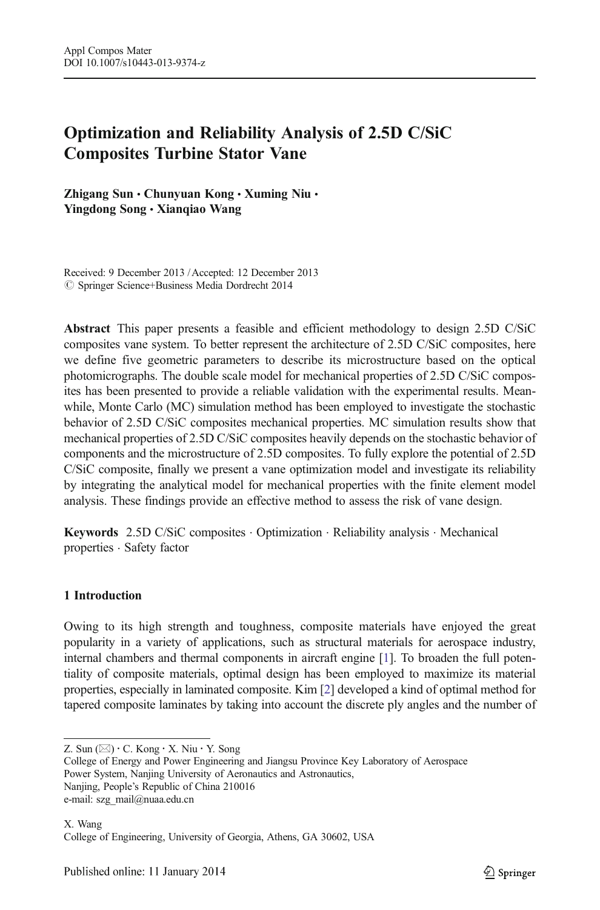# Optimization and Reliability Analysis of 2.5D C/SiC Composites Turbine Stator Vane

**Zhigang Sun · Chunyuan Kong · Xuming Niu · Yingdong Song · Xianqiao Wang**

Received: 9 December 2013 / Accepted: 12 December 2013
© Springer Science+Business Media Dordrecht 2014

**Abstract** This paper presents a feasible and efficient methodology to design 2.5D C/SiC composites vane system. To better represent the architecture of 2.5D C/SiC composites, here we define five geometric parameters to describe its microstructure based on the optical photomicrographs. The double scale model for mechanical properties of 2.5D C/SiC composites has been presented to provide a reliable validation with the experimental results. Meanwhile, Monte Carlo (MC) simulation method has been employed to investigate the stochastic behavior of 2.5D C/SiC composites mechanical properties. MC simulation results show that mechanical properties of 2.5D C/SiC composites heavily depends on the stochastic behavior of components and the microstructure of 2.5D composites. To fully explore the potential of 2.5D C/SiC composite, finally we present a vane optimization model and investigate its reliability by integrating the analytical model for mechanical properties with the finite element model analysis. These findings provide an effective method to assess the risk of vane design.

**Keywords** 2.5D C/SiC composites · Optimization · Reliability analysis · Mechanical properties · Safety factor

## 1 Introduction

Owing to its high strength and toughness, composite materials have enjoyed the great popularity in a variety of applications, such as structural materials for aerospace industry, internal chambers and thermal components in aircraft engine [1]. To broaden the full potentiality of composite materials, optimal design has been employed to maximize its material properties, especially in laminated composite. Kim [2] developed a kind of optimal method for tapered composite laminates by taking into account the discrete ply angles and the number of

---

Z. Sun (✉) · C. Kong · X. Niu · Y. Song
College of Energy and Power Engineering and Jiangsu Province Key Laboratory of Aerospace Power System, Nanjing University of Aeronautics and Astronautics,
Nanjing, People's Republic of China 210016
e-mail: szg_mail@nuaa.edu.cn

X. Wang
College of Engineering, University of Georgia, Athens, GA 30602, USA

Published online: 11 January 2014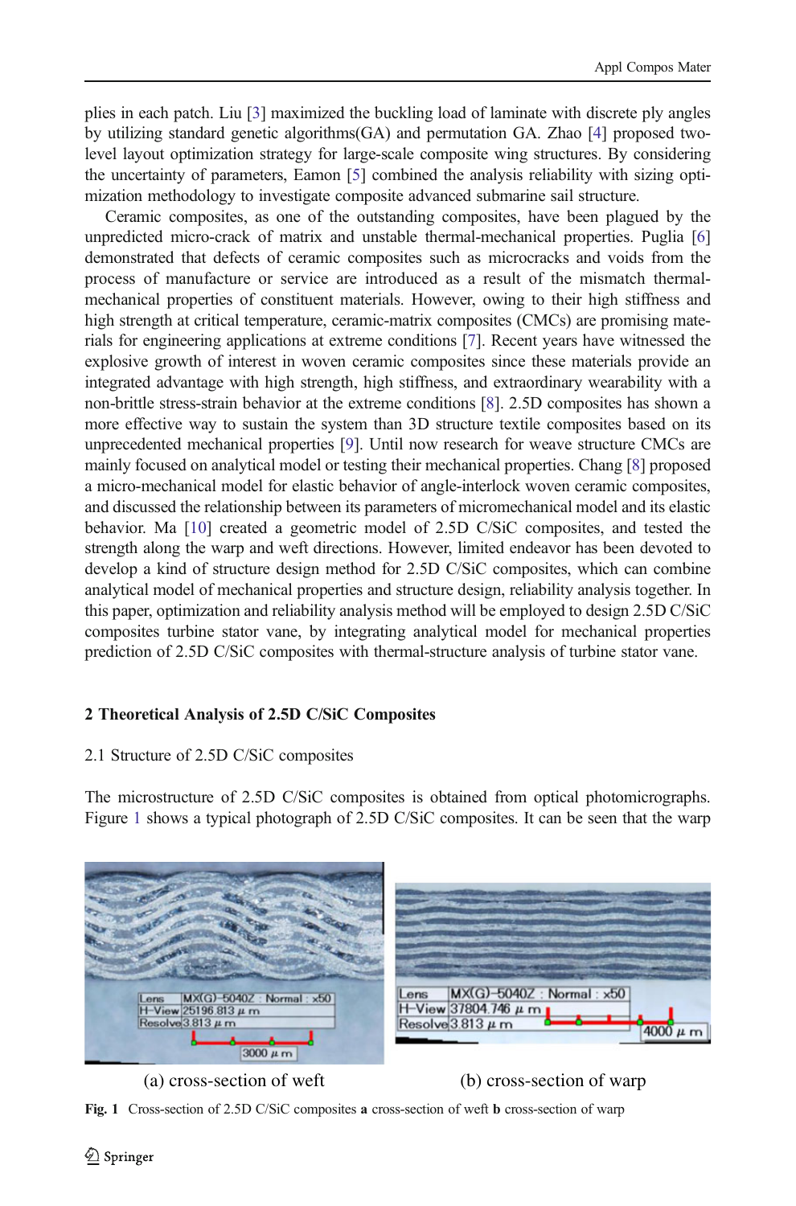plies in each patch. Liu [3] maximized the buckling load of laminate with discrete ply angles by utilizing standard genetic algorithms(GA) and permutation GA. Zhao [4] proposed two-level layout optimization strategy for large-scale composite wing structures. By considering the uncertainty of parameters, Eamon [5] combined the analysis reliability with sizing optimization methodology to investigate composite advanced submarine sail structure.

Ceramic composites, as one of the outstanding composites, have been plagued by the unpredicted micro-crack of matrix and unstable thermal-mechanical properties. Puglia [6] demonstrated that defects of ceramic composites such as microcracks and voids from the process of manufacture or service are introduced as a result of the mismatch thermal-mechanical properties of constituent materials. However, owing to their high stiffness and high strength at critical temperature, ceramic-matrix composites (CMCs) are promising materials for engineering applications at extreme conditions [7]. Recent years have witnessed the explosive growth of interest in woven ceramic composites since these materials provide an integrated advantage with high strength, high stiffness, and extraordinary wearability with a non-brittle stress-strain behavior at the extreme conditions [8]. 2.5D composites has shown a more effective way to sustain the system than 3D structure textile composites based on its unprecedented mechanical properties [9]. Until now research for weave structure CMCs are mainly focused on analytical model or testing their mechanical properties. Chang [8] proposed a micro-mechanical model for elastic behavior of angle-interlock woven ceramic composites, and discussed the relationship between its parameters of micromechanical model and its elastic behavior. Ma [10] created a geometric model of 2.5D C/SiC composites, and tested the strength along the warp and weft directions. However, limited endeavor has been devoted to develop a kind of structure design method for 2.5D C/SiC composites, which can combine analytical model of mechanical properties and structure design, reliability analysis together. In this paper, optimization and reliability analysis method will be employed to design 2.5D C/SiC composites turbine stator vane, by integrating analytical model for mechanical properties prediction of 2.5D C/SiC composites with thermal-structure analysis of turbine stator vane.

## 2 Theoretical Analysis of 2.5D C/SiC Composites

### 2.1 Structure of 2.5D C/SiC composites

The microstructure of 2.5D C/SiC composites is obtained from optical photomicrographs. Figure 1 shows a typical photograph of 2.5D C/SiC composites. It can be seen that the warp

(a) cross-section of weft (b) cross-section of warp

**Fig. 1** Cross-section of 2.5D C/SiC composites **a** cross-section of weft **b** cross-section of warp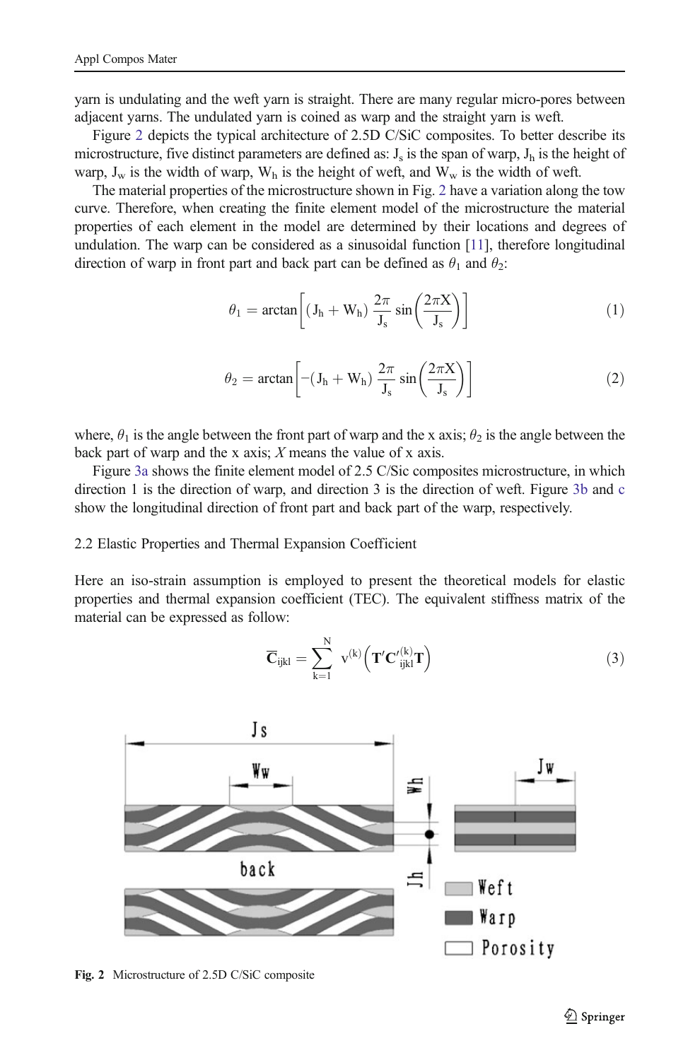yarn is undulating and the weft yarn is straight. There are many regular micro-pores between adjacent yarns. The undulated yarn is coined as warp and the straight yarn is weft.

Figure 2 depicts the typical architecture of 2.5D C/SiC composites. To better describe its microstructure, five distinct parameters are defined as: $J_s$ is the span of warp, $J_h$ is the height of warp, $J_w$ is the width of warp, $W_h$ is the height of weft, and $W_w$ is the width of weft.

The material properties of the microstructure shown in Fig. 2 have a variation along the tow curve. Therefore, when creating the finite element model of the microstructure the material properties of each element in the model are determined by their locations and degrees of undulation. The warp can be considered as a sinusoidal function [11], therefore longitudinal direction of warp in front part and back part can be defined as $\theta_1$ and $\theta_2$:

$$\theta_1 = \arctan\left[(J_h + W_h)\frac{2\pi}{J_s}\sin\left(\frac{2\pi X}{J_s}\right)\right] \tag{1}$$

$$\theta_2 = \arctan\left[-(J_h + W_h)\frac{2\pi}{J_s}\sin\left(\frac{2\pi X}{J_s}\right)\right] \tag{2}$$

where, $\theta_1$ is the angle between the front part of warp and the x axis; $\theta_2$ is the angle between the back part of warp and the x axis; $X$ means the value of x axis.

Figure 3a shows the finite element model of 2.5 C/Sic composites microstructure, in which direction 1 is the direction of warp, and direction 3 is the direction of weft. Figure 3b and c show the longitudinal direction of front part and back part of the warp, respectively.

### 2.2 Elastic Properties and Thermal Expansion Coefficient

Here an iso-strain assumption is employed to present the theoretical models for elastic properties and thermal expansion coefficient (TEC). The equivalent stiffness matrix of the material can be expressed as follow:

$$\overline{\mathbf{C}}_{ijkl} = \sum_{k=1}^{N} v^{(k)}\left(\mathbf{T}'\mathbf{C}'^{(k)}_{ijkl}\mathbf{T}\right) \tag{3}$$

Fig. 2 Microstructure of 2.5D C/SiC composite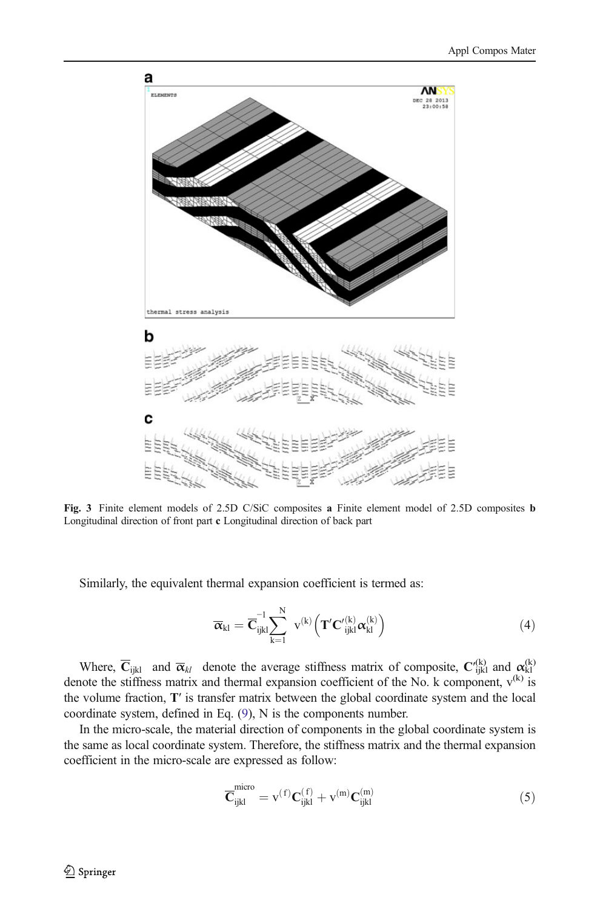**Fig. 3** Finite element models of 2.5D C/SiC composites **a** Finite element model of 2.5D composites **b** Longitudinal direction of front part **c** Longitudinal direction of back part

Similarly, the equivalent thermal expansion coefficient is termed as:

$$\overline{\boldsymbol{\alpha}}_{\mathrm{kl}} = \overline{\mathbf{C}}_{\mathrm{ijkl}}^{-1} \sum_{\mathrm{k}=1}^{\mathrm{N}} \mathrm{v}^{(\mathrm{k})} \left( \mathbf{T}' \mathbf{C'}_{\mathrm{ijkl}}^{(\mathrm{k})} \boldsymbol{\alpha}_{\mathrm{kl}}^{(\mathrm{k})} \right) \tag{4}$$

Where, $\overline{\mathbf{C}}_{\mathrm{ijkl}}$ and $\overline{\boldsymbol{\alpha}}_{kl}$ denote the average stiffness matrix of composite, $\mathbf{C'}_{\mathrm{ijkl}}^{(\mathrm{k})}$ and $\boldsymbol{\alpha}_{\mathrm{kl}}^{(\mathrm{k})}$ denote the stiffness matrix and thermal expansion coefficient of the No. k component, $\mathrm{v}^{(\mathrm{k})}$ is the volume fraction, $\mathbf{T}'$ is transfer matrix between the global coordinate system and the local coordinate system, defined in Eq. (9), N is the components number.

In the micro-scale, the material direction of components in the global coordinate system is the same as local coordinate system. Therefore, the stiffness matrix and the thermal expansion coefficient in the micro-scale are expressed as follow:

$$\overline{\mathbf{C}}_{\mathrm{ijkl}}^{\mathrm{micro}} = \mathrm{v}^{(\mathrm{f})} \mathbf{C}_{\mathrm{ijkl}}^{(\mathrm{f})} + \mathrm{v}^{(\mathrm{m})} \mathbf{C}_{\mathrm{ijkl}}^{(\mathrm{m})} \tag{5}$$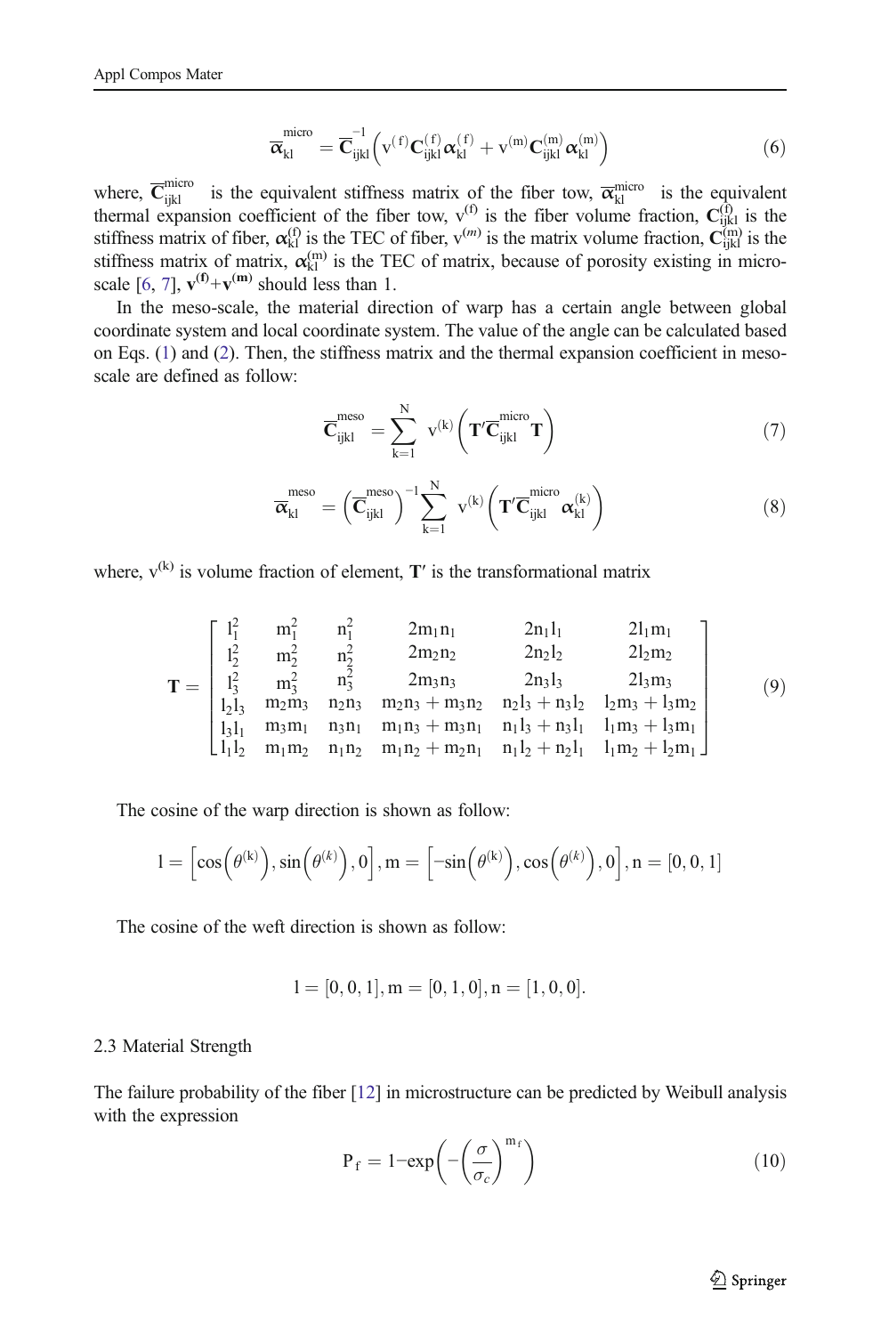$$\overline{\boldsymbol{\alpha}}_{\mathrm{kl}}^{\mathrm{micro}} = \overline{\mathbf{C}}_{\mathrm{ijkl}}^{-1}\left(\mathrm{v}^{(\mathrm{f})}\mathbf{C}_{\mathrm{ijkl}}^{(\mathrm{f})}\boldsymbol{\alpha}_{\mathrm{kl}}^{(\mathrm{f})} + \mathrm{v}^{(\mathrm{m})}\mathbf{C}_{\mathrm{ijkl}}^{(\mathrm{m})}\boldsymbol{\alpha}_{\mathrm{kl}}^{(\mathrm{m})}\right) \tag{6}$$

where, $\overline{\mathbf{C}}_{\mathrm{ijkl}}^{\mathrm{micro}}$ is the equivalent stiffness matrix of the fiber tow, $\overline{\boldsymbol{\alpha}}_{\mathrm{kl}}^{\mathrm{micro}}$ is the equivalent thermal expansion coefficient of the fiber tow, $\mathrm{v}^{(\mathrm{f})}$ is the fiber volume fraction, $\mathbf{C}_{\mathrm{ijkl}}^{(\mathrm{f})}$ is the stiffness matrix of fiber, $\boldsymbol{\alpha}_{\mathrm{kl}}^{(\mathrm{f})}$ is the TEC of fiber, $\mathrm{v}^{(m)}$ is the matrix volume fraction, $\mathbf{C}_{\mathrm{ijkl}}^{(\mathrm{m})}$ is the stiffness matrix of matrix, $\boldsymbol{\alpha}_{\mathrm{kl}}^{(\mathrm{m})}$ is the TEC of matrix, because of porosity existing in micro-scale [6, 7], $\mathbf{v}^{(\mathbf{f})}+\mathbf{v}^{(\mathbf{m})}$ should less than 1.

In the meso-scale, the material direction of warp has a certain angle between global coordinate system and local coordinate system. The value of the angle can be calculated based on Eqs. (1) and (2). Then, the stiffness matrix and the thermal expansion coefficient in meso-scale are defined as follow:

$$\overline{\mathbf{C}}_{\mathrm{ijkl}}^{\mathrm{meso}} = \sum_{\mathrm{k}=1}^{\mathrm{N}} \mathrm{v}^{(\mathrm{k})}\left(\mathbf{T}'\overline{\mathbf{C}}_{\mathrm{ijkl}}^{\mathrm{micro}}\mathbf{T}\right) \tag{7}$$

$$\overline{\boldsymbol{\alpha}}_{\mathrm{kl}}^{\mathrm{meso}} = \left(\overline{\mathbf{C}}_{\mathrm{ijkl}}^{\mathrm{meso}}\right)^{-1}\sum_{\mathrm{k}=1}^{\mathrm{N}} \mathrm{v}^{(\mathrm{k})}\left(\mathbf{T}'\overline{\mathbf{C}}_{\mathrm{ijkl}}^{\mathrm{micro}}\boldsymbol{\alpha}_{\mathrm{kl}}^{(\mathrm{k})}\right) \tag{8}$$

where, $\mathrm{v}^{(\mathrm{k})}$ is volume fraction of element, $\mathbf{T}'$ is the transformational matrix

$$\mathbf{T} = \begin{bmatrix} l_1^2 & m_1^2 & n_1^2 & 2m_1n_1 & 2n_1l_1 & 2l_1m_1 \\ l_2^2 & m_2^2 & n_2^2 & 2m_2n_2 & 2n_2l_2 & 2l_2m_2 \\ l_3^2 & m_3^2 & n_3^2 & 2m_3n_3 & 2n_3l_3 & 2l_3m_3 \\ l_2l_3 & m_2m_3 & n_2n_3 & m_2n_3+m_3n_2 & n_2l_3+n_3l_2 & l_2m_3+l_3m_2 \\ l_3l_1 & m_3m_1 & n_3n_1 & m_1n_3+m_3n_1 & n_1l_3+n_3l_1 & l_1m_3+l_3m_1 \\ l_1l_2 & m_1m_2 & n_1n_2 & m_1n_2+m_2n_1 & n_1l_2+n_2l_1 & l_1m_2+l_2m_1 \end{bmatrix} \tag{9}$$

The cosine of the warp direction is shown as follow:

$$l = \left[\cos\left(\theta^{(\mathrm{k})}\right), \sin\left(\theta^{(k)}\right), 0\right], m = \left[-\sin\left(\theta^{(\mathrm{k})}\right), \cos\left(\theta^{(k)}\right), 0\right], n = [0, 0, 1]$$

The cosine of the weft direction is shown as follow:

$$l = [0, 0, 1], m = [0, 1, 0], n = [1, 0, 0].$$

### 2.3 Material Strength

The failure probability of the fiber [12] in microstructure can be predicted by Weibull analysis with the expression

$$\mathrm{P}_{\mathrm{f}} = 1-\exp\left(-\left(\frac{\sigma}{\sigma_c}\right)^{\mathrm{m}_f}\right) \tag{10}$$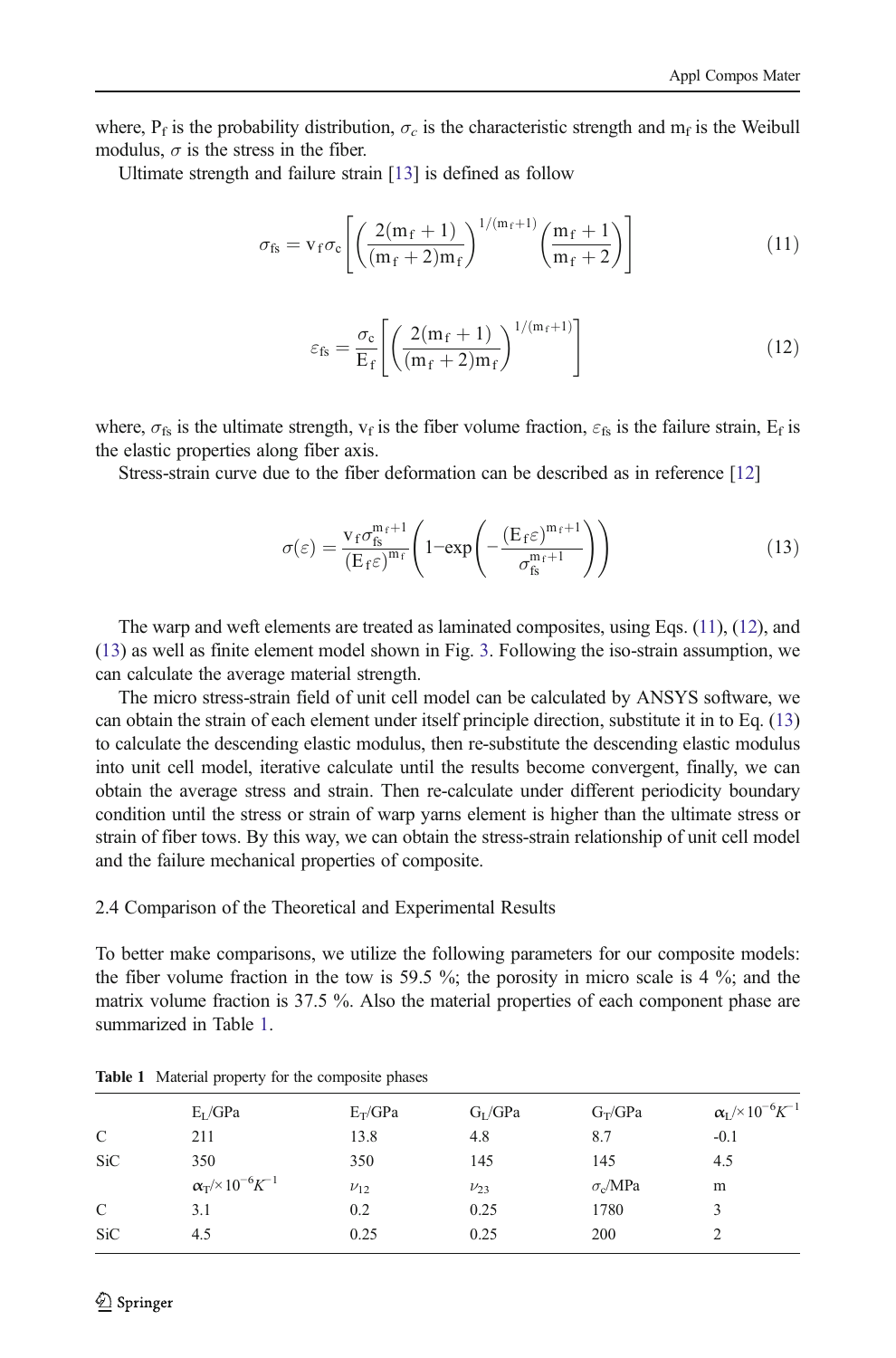where, $P_f$ is the probability distribution, $\sigma_c$ is the characteristic strength and $m_f$ is the Weibull modulus, $\sigma$ is the stress in the fiber.

Ultimate strength and failure strain [13] is defined as follow

$$\sigma_{fs} = v_f \sigma_c \left[ \left( \frac{2(m_f+1)}{(m_f+2)m_f} \right)^{1/(m_f+1)} \left( \frac{m_f+1}{m_f+2} \right) \right] \tag{11}$$

$$\varepsilon_{fs} = \frac{\sigma_c}{E_f} \left[ \left( \frac{2(m_f+1)}{(m_f+2)m_f} \right)^{1/(m_f+1)} \right] \tag{12}$$

where, $\sigma_{fs}$ is the ultimate strength, $v_f$ is the fiber volume fraction, $\varepsilon_{fs}$ is the failure strain, $E_f$ is the elastic properties along fiber axis.

Stress-strain curve due to the fiber deformation can be described as in reference [12]

$$\sigma(\varepsilon) = \frac{v_f \sigma_{fs}^{m_f+1}}{(E_f \varepsilon)^{m_f}} \left( 1 - \exp\left( -\frac{(E_f \varepsilon)^{m_f+1}}{\sigma_{fs}^{m_f+1}} \right) \right) \tag{13}$$

The warp and weft elements are treated as laminated composites, using Eqs. (11), (12), and (13) as well as finite element model shown in Fig. 3. Following the iso-strain assumption, we can calculate the average material strength.

The micro stress-strain field of unit cell model can be calculated by ANSYS software, we can obtain the strain of each element under itself principle direction, substitute it in to Eq. (13) to calculate the descending elastic modulus, then re-substitute the descending elastic modulus into unit cell model, iterative calculate until the results become convergent, finally, we can obtain the average stress and strain. Then re-calculate under different periodicity boundary condition until the stress or strain of warp yarns element is higher than the ultimate stress or strain of fiber tows. By this way, we can obtain the stress-strain relationship of unit cell model and the failure mechanical properties of composite.

## 2.4 Comparison of the Theoretical and Experimental Results

To better make comparisons, we utilize the following parameters for our composite models: the fiber volume fraction in the tow is 59.5 %; the porosity in micro scale is 4 %; and the matrix volume fraction is 37.5 %. Also the material properties of each component phase are summarized in Table 1.

**Table 1** Material property for the composite phases

| | $E_L$/GPa | $E_T$/GPa | $G_L$/GPa | $G_T$/GPa | $\alpha_L/\times 10^{-6}K^{-1}$ |
|---|---|---|---|---|---|
| C | 211 | 13.8 | 4.8 | 8.7 | -0.1 |
| SiC | 350 | 350 | 145 | 145 | 4.5 |
| | $\alpha_T/\times 10^{-6}K^{-1}$ | $\nu_{12}$ | $\nu_{23}$ | $\sigma_c$/MPa | m |
| C | 3.1 | 0.2 | 0.25 | 1780 | 3 |
| SiC | 4.5 | 0.25 | 0.25 | 200 | 2 |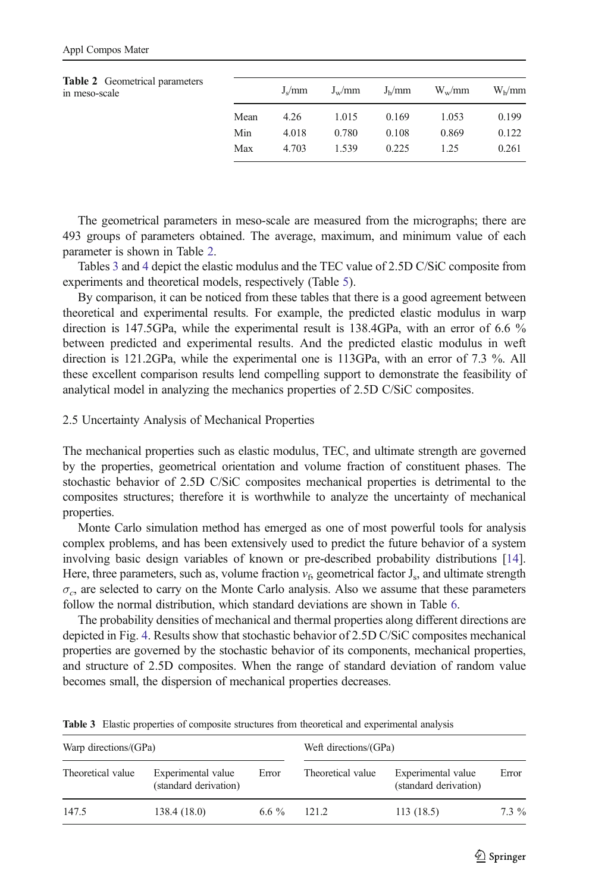**Table 2** Geometrical parameters in meso-scale

| | $J_s$/mm | $J_w$/mm | $J_h$/mm | $W_w$/mm | $W_h$/mm |
|---|---|---|---|---|---|
| Mean | 4.26 | 1.015 | 0.169 | 1.053 | 0.199 |
| Min | 4.018 | 0.780 | 0.108 | 0.869 | 0.122 |
| Max | 4.703 | 1.539 | 0.225 | 1.25 | 0.261 |

The geometrical parameters in meso-scale are measured from the micrographs; there are 493 groups of parameters obtained. The average, maximum, and minimum value of each parameter is shown in Table 2.

Tables 3 and 4 depict the elastic modulus and the TEC value of 2.5D C/SiC composite from experiments and theoretical models, respectively (Table 5).

By comparison, it can be noticed from these tables that there is a good agreement between theoretical and experimental results. For example, the predicted elastic modulus in warp direction is 147.5GPa, while the experimental result is 138.4GPa, with an error of 6.6 % between predicted and experimental results. And the predicted elastic modulus in weft direction is 121.2GPa, while the experimental one is 113GPa, with an error of 7.3 %. All these excellent comparison results lend compelling support to demonstrate the feasibility of analytical model in analyzing the mechanics properties of 2.5D C/SiC composites.

## 2.5 Uncertainty Analysis of Mechanical Properties

The mechanical properties such as elastic modulus, TEC, and ultimate strength are governed by the properties, geometrical orientation and volume fraction of constituent phases. The stochastic behavior of 2.5D C/SiC composites mechanical properties is detrimental to the composites structures; therefore it is worthwhile to analyze the uncertainty of mechanical properties.

Monte Carlo simulation method has emerged as one of most powerful tools for analysis complex problems, and has been extensively used to predict the future behavior of a system involving basic design variables of known or pre-described probability distributions [14]. Here, three parameters, such as, volume fraction $v_f$, geometrical factor $J_s$, and ultimate strength $\sigma_c$, are selected to carry on the Monte Carlo analysis. Also we assume that these parameters follow the normal distribution, which standard deviations are shown in Table 6.

The probability densities of mechanical and thermal properties along different directions are depicted in Fig. 4. Results show that stochastic behavior of 2.5D C/SiC composites mechanical properties are governed by the stochastic behavior of its components, mechanical properties, and structure of 2.5D composites. When the range of standard deviation of random value becomes small, the dispersion of mechanical properties decreases.

**Table 3** Elastic properties of composite structures from theoretical and experimental analysis

| Warp directions/(GPa) | | | Weft directions/(GPa) | | |
|---|---|---|---|---|---|
| Theoretical value | Experimental value (standard derivation) | Error | Theoretical value | Experimental value (standard derivation) | Error |
| 147.5 | 138.4 (18.0) | 6.6 % | 121.2 | 113 (18.5) | 7.3 % |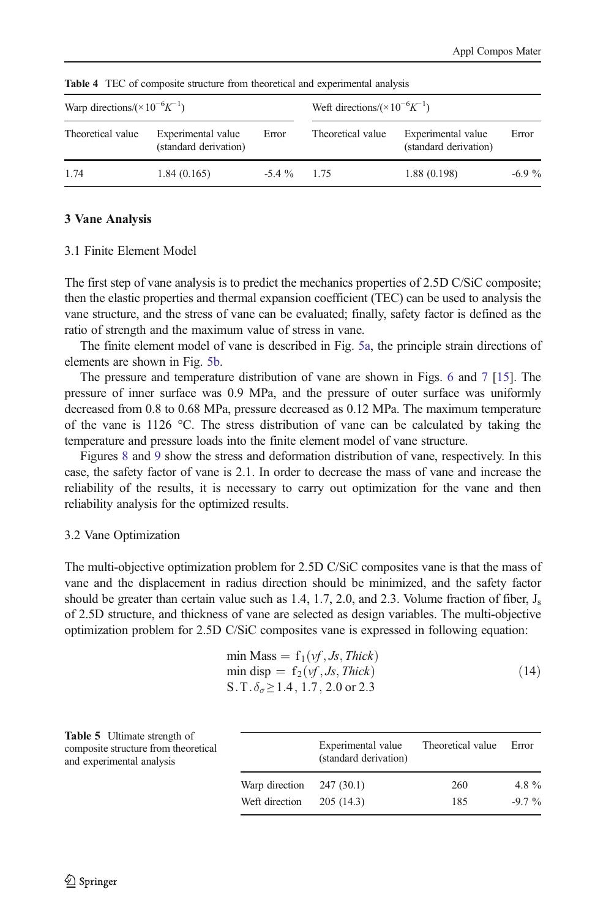Table 4 TEC of composite structure from theoretical and experimental analysis

| Warp directions/($\times 10^{-6}K^{-1}$) | | | Weft directions/($\times 10^{-6}K^{-1}$) | | |
|---|---|---|---|---|---|
| Theoretical value | Experimental value (standard derivation) | Error | Theoretical value | Experimental value (standard derivation) | Error |
| 1.74 | 1.84 (0.165) | -5.4 % | 1.75 | 1.88 (0.198) | -6.9 % |

## 3 Vane Analysis

### 3.1 Finite Element Model

The first step of vane analysis is to predict the mechanics properties of 2.5D C/SiC composite; then the elastic properties and thermal expansion coefficient (TEC) can be used to analysis the vane structure, and the stress of vane can be evaluated; finally, safety factor is defined as the ratio of strength and the maximum value of stress in vane.

The finite element model of vane is described in Fig. 5a, the principle strain directions of elements are shown in Fig. 5b.

The pressure and temperature distribution of vane are shown in Figs. 6 and 7 [15]. The pressure of inner surface was 0.9 MPa, and the pressure of outer surface was uniformly decreased from 0.8 to 0.68 MPa, pressure decreased as 0.12 MPa. The maximum temperature of the vane is 1126 °C. The stress distribution of vane can be calculated by taking the temperature and pressure loads into the finite element model of vane structure.

Figures 8 and 9 show the stress and deformation distribution of vane, respectively. In this case, the safety factor of vane is 2.1. In order to decrease the mass of vane and increase the reliability of the results, it is necessary to carry out optimization for the vane and then reliability analysis for the optimized results.

### 3.2 Vane Optimization

The multi-objective optimization problem for 2.5D C/SiC composites vane is that the mass of vane and the displacement in radius direction should be minimized, and the safety factor should be greater than certain value such as 1.4, 1.7, 2.0, and 2.3. Volume fraction of fiber, $J_s$ of 2.5D structure, and thickness of vane are selected as design variables. The multi-objective optimization problem for 2.5D C/SiC composites vane is expressed in following equation:

$$
\begin{aligned}
&\min \text{Mass} = f_1(vf, Js, Thick) \\
&\min \text{disp} = f_2(vf, Js, Thick) \\
&\text{S.T.}\, \delta_\sigma \geq 1.4,\ 1.7,\ 2.0 \text{ or } 2.3
\end{aligned}
\tag{14}
$$

Table 5 Ultimate strength of composite structure from theoretical and experimental analysis

| | Experimental value (standard derivation) | Theoretical value | Error |
|---|---|---|---|
| Warp direction | 247 (30.1) | 260 | 4.8 % |
| Weft direction | 205 (14.3) | 185 | -9.7 % |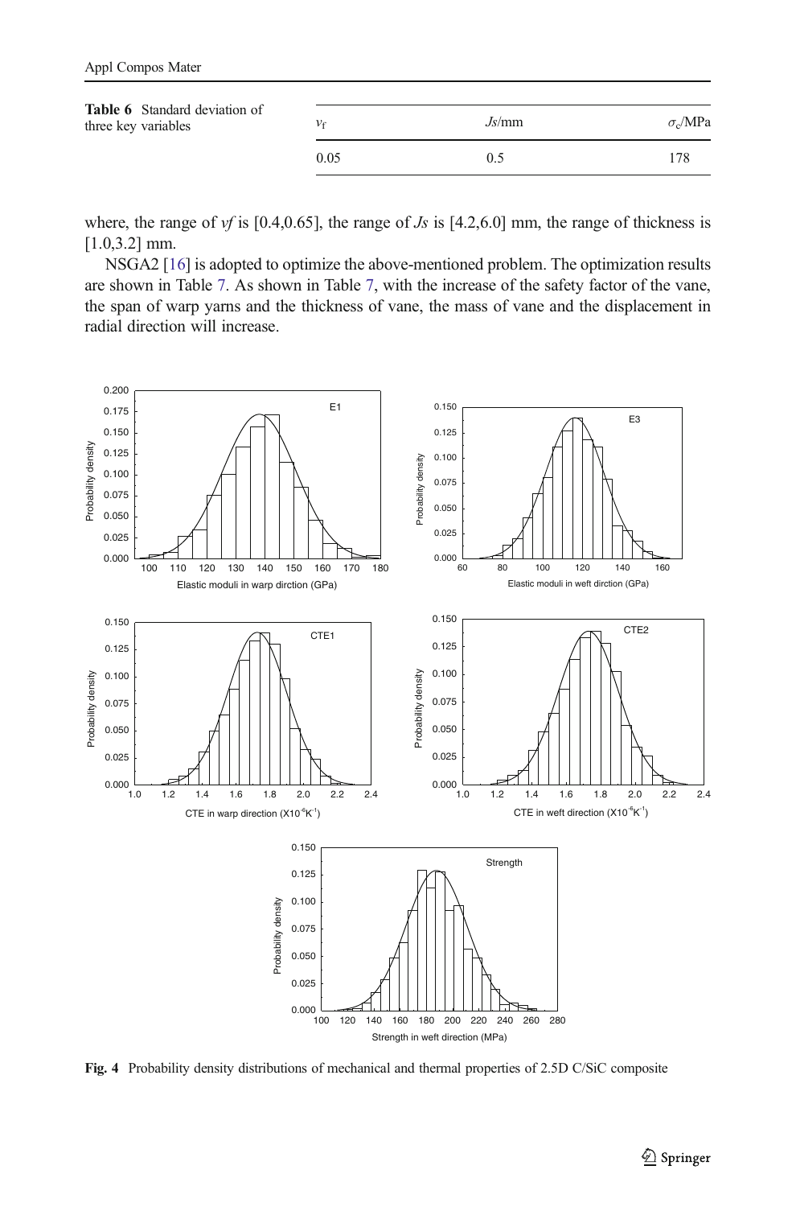**Table 6** Standard deviation of three key variables

| $v_f$ | $Js$/mm | $\sigma_c$/MPa |
|---|---|---|
| 0.05 | 0.5 | 178 |

where, the range of $vf$ is [0.4,0.65], the range of $Js$ is [4.2,6.0] mm, the range of thickness is [1.0,3.2] mm.

NSGA2 [16] is adopted to optimize the above-mentioned problem. The optimization results are shown in Table 7. As shown in Table 7, with the increase of the safety factor of the vane, the span of warp yarns and the thickness of vane, the mass of vane and the displacement in radial direction will increase.

**Fig. 4** Probability density distributions of mechanical and thermal properties of 2.5D C/SiC composite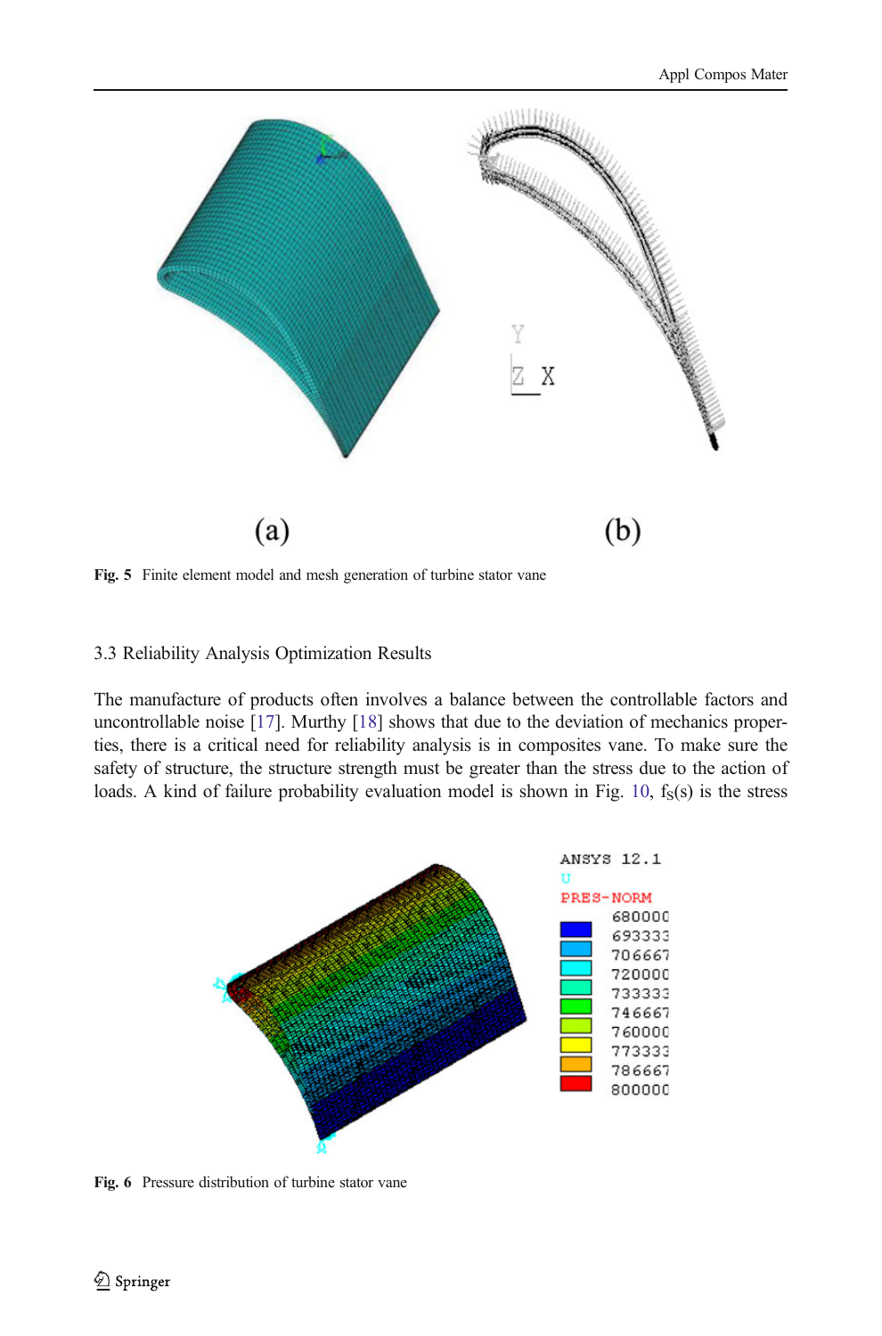Fig. 5 Finite element model and mesh generation of turbine stator vane

3.3 Reliability Analysis Optimization Results

The manufacture of products often involves a balance between the controllable factors and uncontrollable noise [17]. Murthy [18] shows that due to the deviation of mechanics properties, there is a critical need for reliability analysis is in composites vane. To make sure the safety of structure, the structure strength must be greater than the stress due to the action of loads. A kind of failure probability evaluation model is shown in Fig. 10, $f_S(s)$ is the stress

Fig. 6 Pressure distribution of turbine stator vane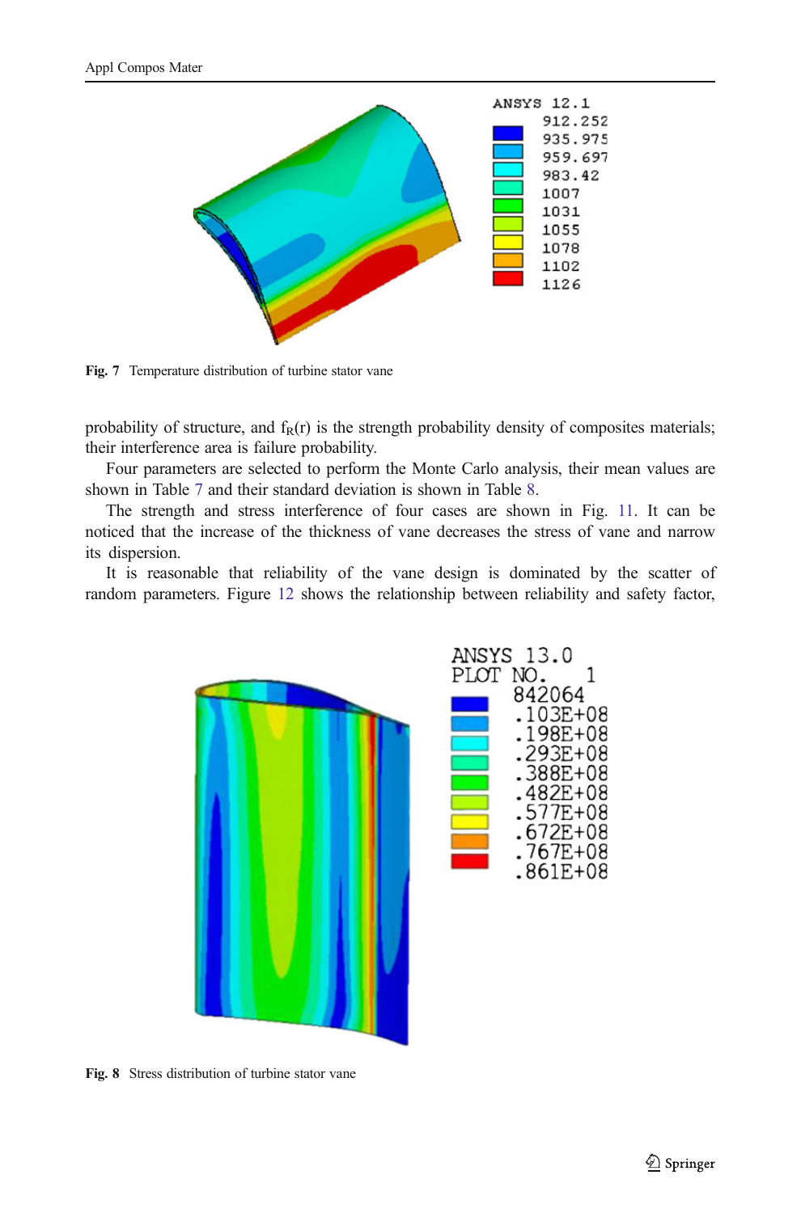Fig. 7 Temperature distribution of turbine stator vane

probability of structure, and $f_R(r)$ is the strength probability density of composites materials; their interference area is failure probability.

Four parameters are selected to perform the Monte Carlo analysis, their mean values are shown in Table 7 and their standard deviation is shown in Table 8.

The strength and stress interference of four cases are shown in Fig. 11. It can be noticed that the increase of the thickness of vane decreases the stress of vane and narrow its dispersion.

It is reasonable that reliability of the vane design is dominated by the scatter of random parameters. Figure 12 shows the relationship between reliability and safety factor,

Fig. 8 Stress distribution of turbine stator vane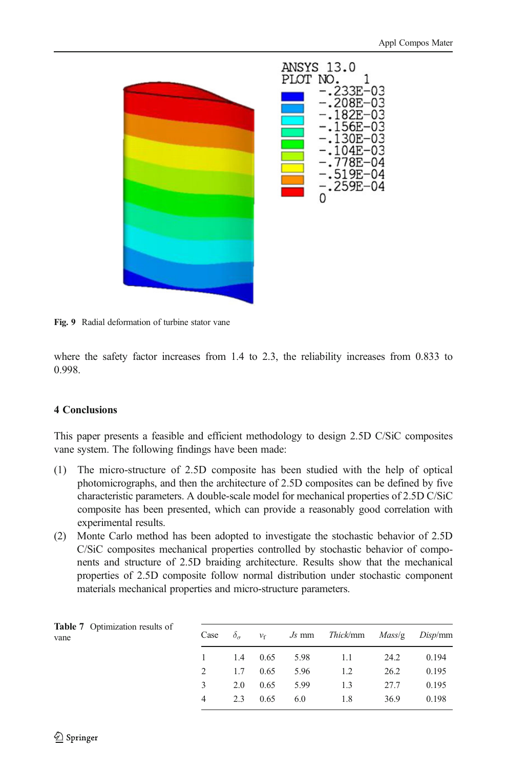Fig. 9 Radial deformation of turbine stator vane

where the safety factor increases from 1.4 to 2.3, the reliability increases from 0.833 to 0.998.

## 4 Conclusions

This paper presents a feasible and efficient methodology to design 2.5D C/SiC composites vane system. The following findings have been made:

(1) The micro-structure of 2.5D composite has been studied with the help of optical photomicrographs, and then the architecture of 2.5D composites can be defined by five characteristic parameters. A double-scale model for mechanical properties of 2.5D C/SiC composite has been presented, which can provide a reasonably good correlation with experimental results.

(2) Monte Carlo method has been adopted to investigate the stochastic behavior of 2.5D C/SiC composites mechanical properties controlled by stochastic behavior of components and structure of 2.5D braiding architecture. Results show that the mechanical properties of 2.5D composite follow normal distribution under stochastic component materials mechanical properties and micro-structure parameters.

**Table 7** Optimization results of vane

| Case | $\delta_\sigma$ | $v_f$ | *Js* mm | *Thick*/mm | *Mass*/g | *Disp*/mm |
|---|---|---|---|---|---|---|
| 1 | 1.4 | 0.65 | 5.98 | 1.1 | 24.2 | 0.194 |
| 2 | 1.7 | 0.65 | 5.96 | 1.2 | 26.2 | 0.195 |
| 3 | 2.0 | 0.65 | 5.99 | 1.3 | 27.7 | 0.195 |
| 4 | 2.3 | 0.65 | 6.0 | 1.8 | 36.9 | 0.198 |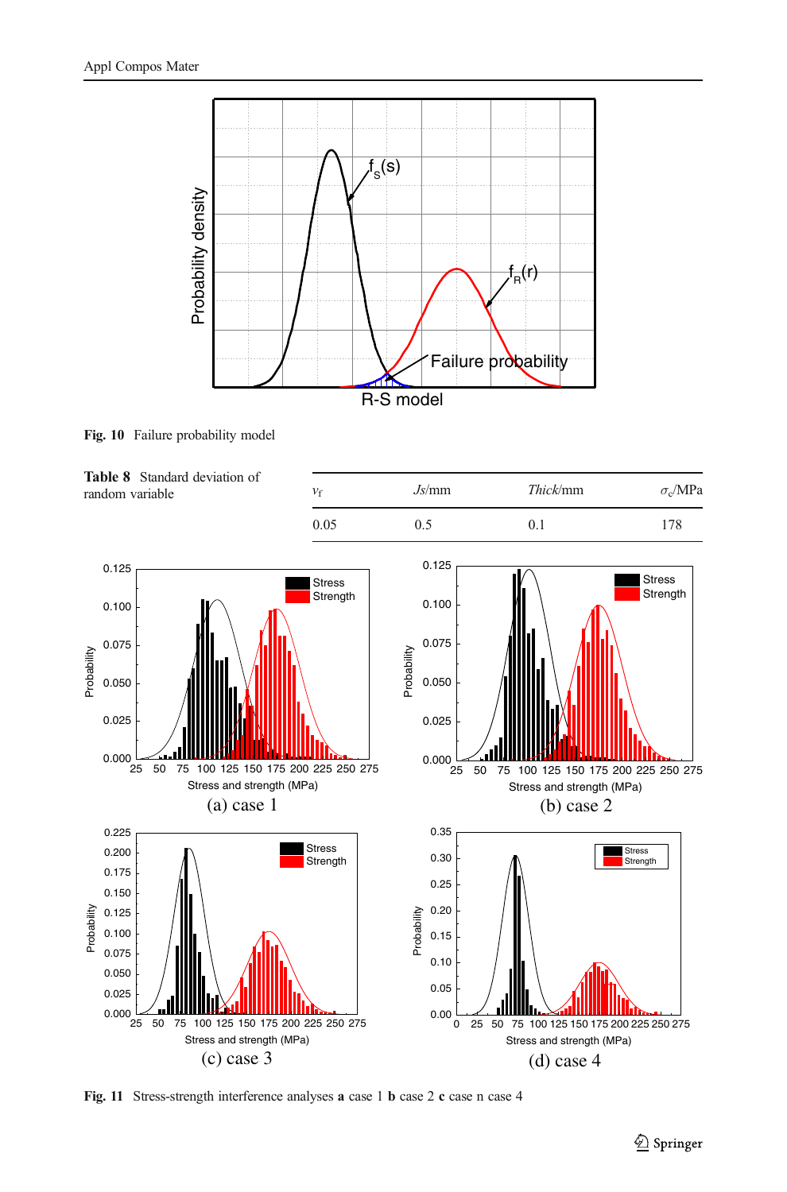Fig. 10 Failure probability model

**Table 8** Standard deviation of random variable

| $v_f$ | *Js*/mm | *Thick*/mm | $\sigma_c$/MPa |
|---|---|---|---|
| 0.05 | 0.5 | 0.1 | 178 |

Fig. 11 Stress-strength interference analyses **a** case 1 **b** case 2 **c** case n case 4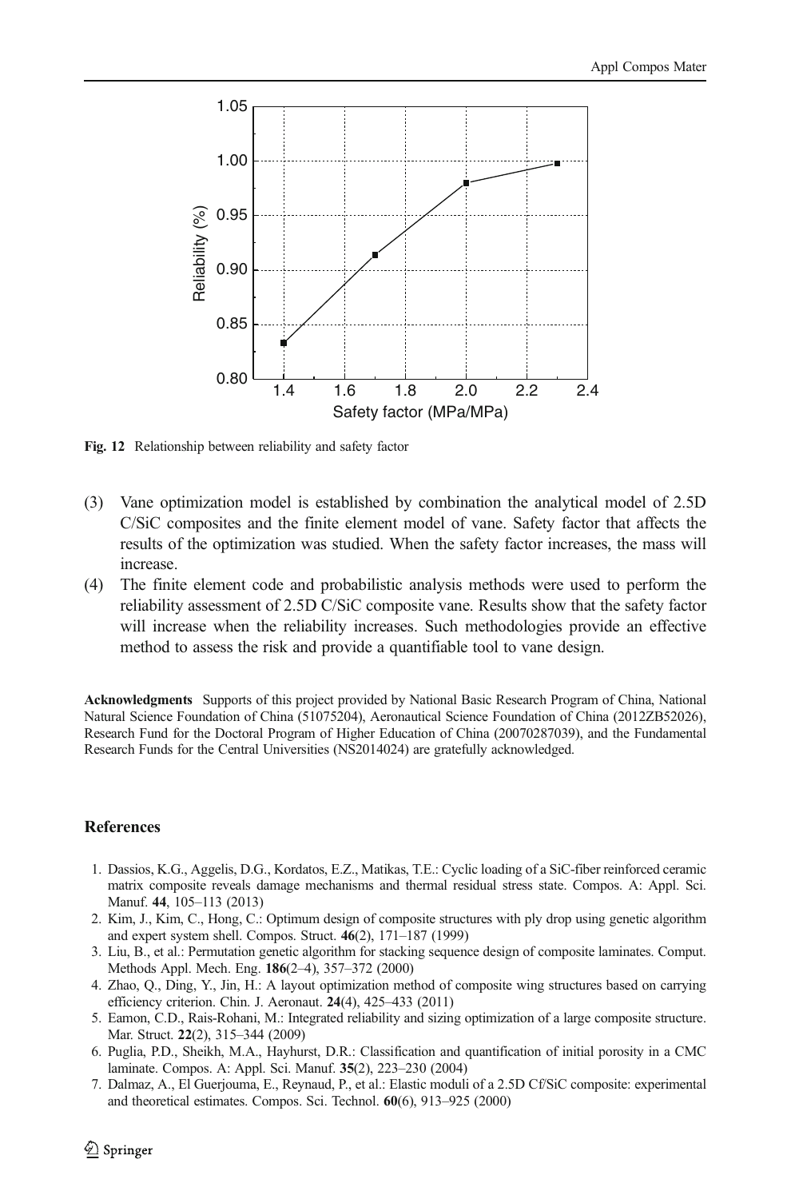Fig. 12 Relationship between reliability and safety factor

(3) Vane optimization model is established by combination the analytical model of 2.5D C/SiC composites and the finite element model of vane. Safety factor that affects the results of the optimization was studied. When the safety factor increases, the mass will increase.
(4) The finite element code and probabilistic analysis methods were used to perform the reliability assessment of 2.5D C/SiC composite vane. Results show that the safety factor will increase when the reliability increases. Such methodologies provide an effective method to assess the risk and provide a quantifiable tool to vane design.

**Acknowledgments** Supports of this project provided by National Basic Research Program of China, National Natural Science Foundation of China (51075204), Aeronautical Science Foundation of China (2012ZB52026), Research Fund for the Doctoral Program of Higher Education of China (20070287039), and the Fundamental Research Funds for the Central Universities (NS2014024) are gratefully acknowledged.

## References

1. Dassios, K.G., Aggelis, D.G., Kordatos, E.Z., Matikas, T.E.: Cyclic loading of a SiC-fiber reinforced ceramic matrix composite reveals damage mechanisms and thermal residual stress state. Compos. A: Appl. Sci. Manuf. **44**, 105–113 (2013)
2. Kim, J., Kim, C., Hong, C.: Optimum design of composite structures with ply drop using genetic algorithm and expert system shell. Compos. Struct. **46**(2), 171–187 (1999)
3. Liu, B., et al.: Permutation genetic algorithm for stacking sequence design of composite laminates. Comput. Methods Appl. Mech. Eng. **186**(2–4), 357–372 (2000)
4. Zhao, Q., Ding, Y., Jin, H.: A layout optimization method of composite wing structures based on carrying efficiency criterion. Chin. J. Aeronaut. **24**(4), 425–433 (2011)
5. Eamon, C.D., Rais-Rohani, M.: Integrated reliability and sizing optimization of a large composite structure. Mar. Struct. **22**(2), 315–344 (2009)
6. Puglia, P.D., Sheikh, M.A., Hayhurst, D.R.: Classification and quantification of initial porosity in a CMC laminate. Compos. A: Appl. Sci. Manuf. **35**(2), 223–230 (2004)
7. Dalmaz, A., El Guerjouma, E., Reynaud, P., et al.: Elastic moduli of a 2.5D Cf/SiC composite: experimental and theoretical estimates. Compos. Sci. Technol. **60**(6), 913–925 (2000)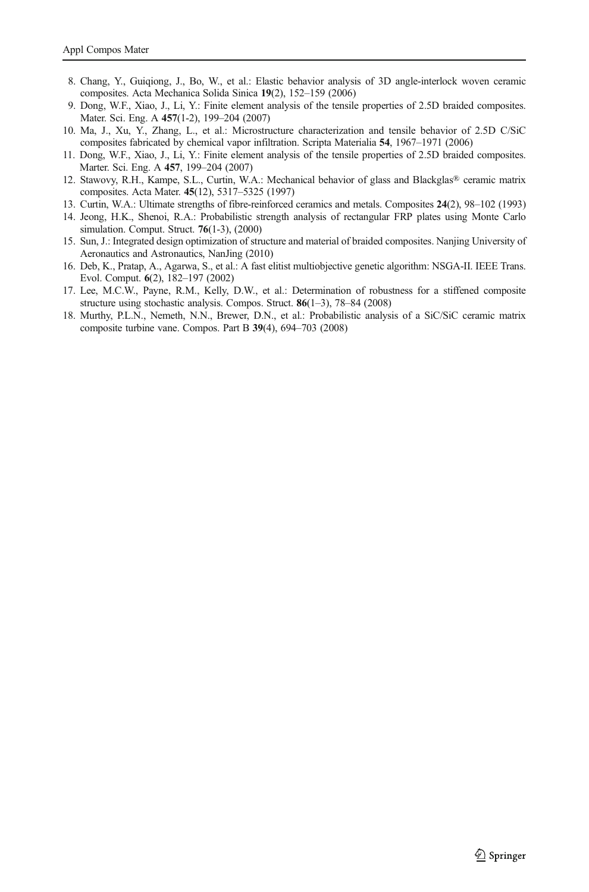8. Chang, Y., Guiqiong, J., Bo, W., et al.: Elastic behavior analysis of 3D angle-interlock woven ceramic composites. Acta Mechanica Solida Sinica **19**(2), 152–159 (2006)
9. Dong, W.F., Xiao, J., Li, Y.: Finite element analysis of the tensile properties of 2.5D braided composites. Mater. Sci. Eng. A **457**(1-2), 199–204 (2007)
10. Ma, J., Xu, Y., Zhang, L., et al.: Microstructure characterization and tensile behavior of 2.5D C/SiC composites fabricated by chemical vapor infiltration. Scripta Materialia **54**, 1967–1971 (2006)
11. Dong, W.F., Xiao, J., Li, Y.: Finite element analysis of the tensile properties of 2.5D braided composites. Marter. Sci. Eng. A **457**, 199–204 (2007)
12. Stawovy, R.H., Kampe, S.L., Curtin, W.A.: Mechanical behavior of glass and Blackglas® ceramic matrix composites. Acta Mater. **45**(12), 5317–5325 (1997)
13. Curtin, W.A.: Ultimate strengths of fibre-reinforced ceramics and metals. Composites **24**(2), 98–102 (1993)
14. Jeong, H.K., Shenoi, R.A.: Probabilistic strength analysis of rectangular FRP plates using Monte Carlo simulation. Comput. Struct. **76**(1-3), (2000)
15. Sun, J.: Integrated design optimization of structure and material of braided composites. Nanjing University of Aeronautics and Astronautics, NanJing (2010)
16. Deb, K., Pratap, A., Agarwa, S., et al.: A fast elitist multiobjective genetic algorithm: NSGA-II. IEEE Trans. Evol. Comput. **6**(2), 182–197 (2002)
17. Lee, M.C.W., Payne, R.M., Kelly, D.W., et al.: Determination of robustness for a stiffened composite structure using stochastic analysis. Compos. Struct. **86**(1–3), 78–84 (2008)
18. Murthy, P.L.N., Nemeth, N.N., Brewer, D.N., et al.: Probabilistic analysis of a SiC/SiC ceramic matrix composite turbine vane. Compos. Part B **39**(4), 694–703 (2008)